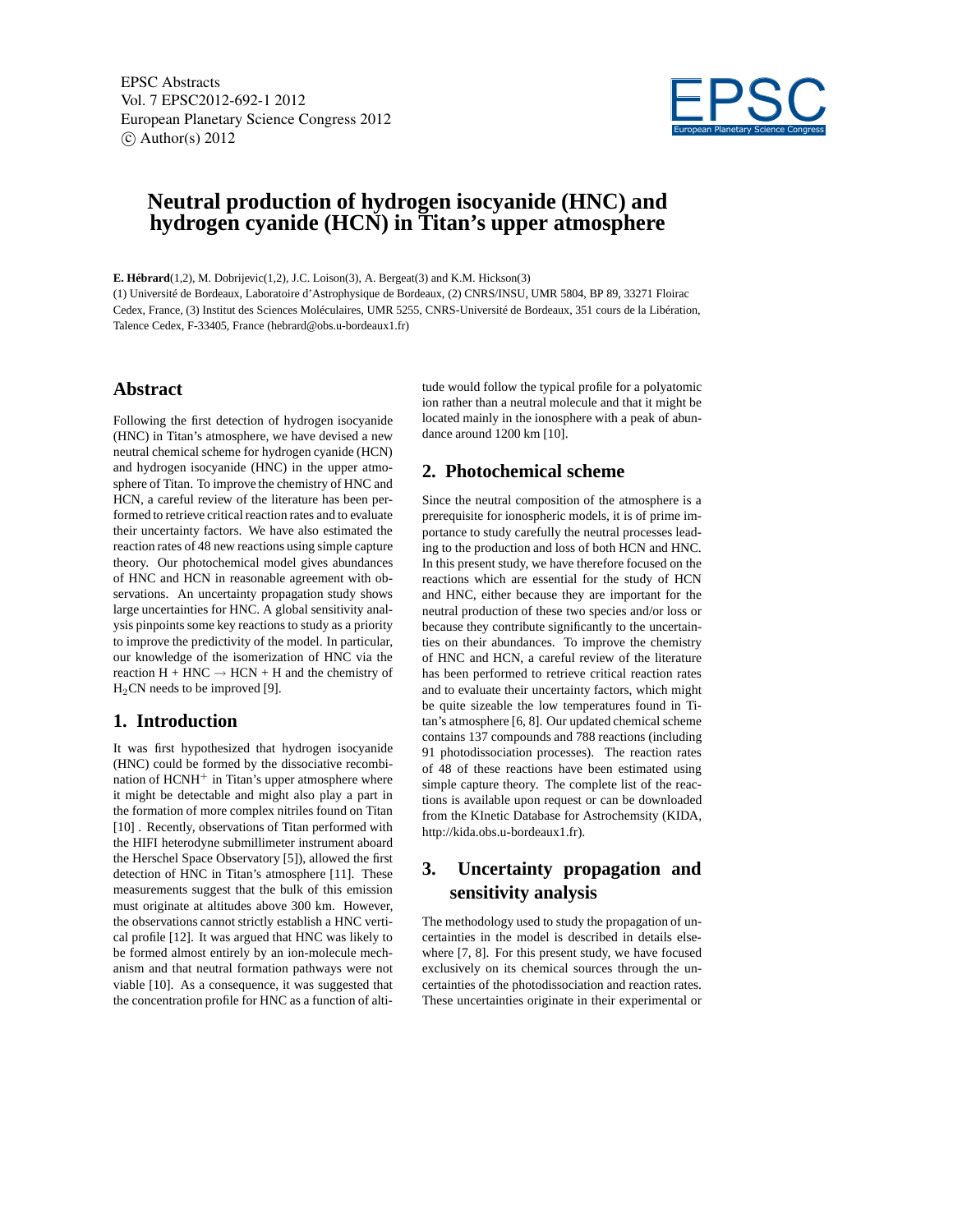# Neutral production of hydrogen isocyanide (HNC) and hydrogen cyanide (HCN) in Titan's upper atmosphere

**E. Hébrard**(1,2), M. Dobrijevic(1,2), J.C. Loison(3), A. Bergeat(3) and K.M. Hickson(3)

(1) Université de Bordeaux, Laboratoire d'Astrophysique de Bordeaux, (2) CNRS/INSU, UMR 5804, BP 89, 33271 Floirac Cedex, France, (3) Institut des Sciences Moléculaires, UMR 5255, CNRS-Université de Bordeaux, 351 cours de la Libération, Talence Cedex, F-33405, France (hebrard@obs.u-bordeaux1.fr)

## Abstract

Following the first detection of hydrogen isocyanide (HNC) in Titan's atmosphere, we have devised a new neutral chemical scheme for hydrogen cyanide (HCN) and hydrogen isocyanide (HNC) in the upper atmosphere of Titan. To improve the chemistry of HNC and HCN, a careful review of the literature has been performed to retrieve critical reaction rates and to evaluate their uncertainty factors. We have also estimated the reaction rates of 48 new reactions using simple capture theory. Our photochemical model gives abundances of HNC and HCN in reasonable agreement with observations. An uncertainty propagation study shows large uncertainties for HNC. A global sensitivity analysis pinpoints some key reactions to study as a priority to improve the predictivity of the model. In particular, our knowledge of the isomerization of HNC via the reaction H + HNC → HCN + H and the chemistry of $H_2CN$ needs to be improved [9].

## 1. Introduction

It was first hypothesized that hydrogen isocyanide (HNC) could be formed by the dissociative recombination of $HCNH^+$ in Titan's upper atmosphere where it might be detectable and might also play a part in the formation of more complex nitriles found on Titan [10] . Recently, observations of Titan performed with the HIFI heterodyne submillimeter instrument aboard the Herschel Space Observatory [5]), allowed the first detection of HNC in Titan's atmosphere [11]. These measurements suggest that the bulk of this emission must originate at altitudes above 300 km. However, the observations cannot strictly establish a HNC vertical profile [12]. It was argued that HNC was likely to be formed almost entirely by an ion-molecule mechanism and that neutral formation pathways were not viable [10]. As a consequence, it was suggested that the concentration profile for HNC as a function of altitude would follow the typical profile for a polyatomic ion rather than a neutral molecule and that it might be located mainly in the ionosphere with a peak of abundance around 1200 km [10].

## 2. Photochemical scheme

Since the neutral composition of the atmosphere is a prerequisite for ionospheric models, it is of prime importance to study carefully the neutral processes leading to the production and loss of both HCN and HNC. In this present study, we have therefore focused on the reactions which are essential for the study of HCN and HNC, either because they are important for the neutral production of these two species and/or loss or because they contribute significantly to the uncertainties on their abundances. To improve the chemistry of HNC and HCN, a careful review of the literature has been performed to retrieve critical reaction rates and to evaluate their uncertainty factors, which might be quite sizeable the low temperatures found in Titan's atmosphere [6, 8]. Our updated chemical scheme contains 137 compounds and 788 reactions (including 91 photodissociation processes). The reaction rates of 48 of these reactions have been estimated using simple capture theory. The complete list of the reactions is available upon request or can be downloaded from the KInetic Database for Astrochemsity (KIDA, http://kida.obs.u-bordeaux1.fr).

## 3. Uncertainty propagation and sensitivity analysis

The methodology used to study the propagation of uncertainties in the model is described in details elsewhere [7, 8]. For this present study, we have focused exclusively on its chemical sources through the uncertainties of the photodissociation and reaction rates. These uncertainties originate in their experimental or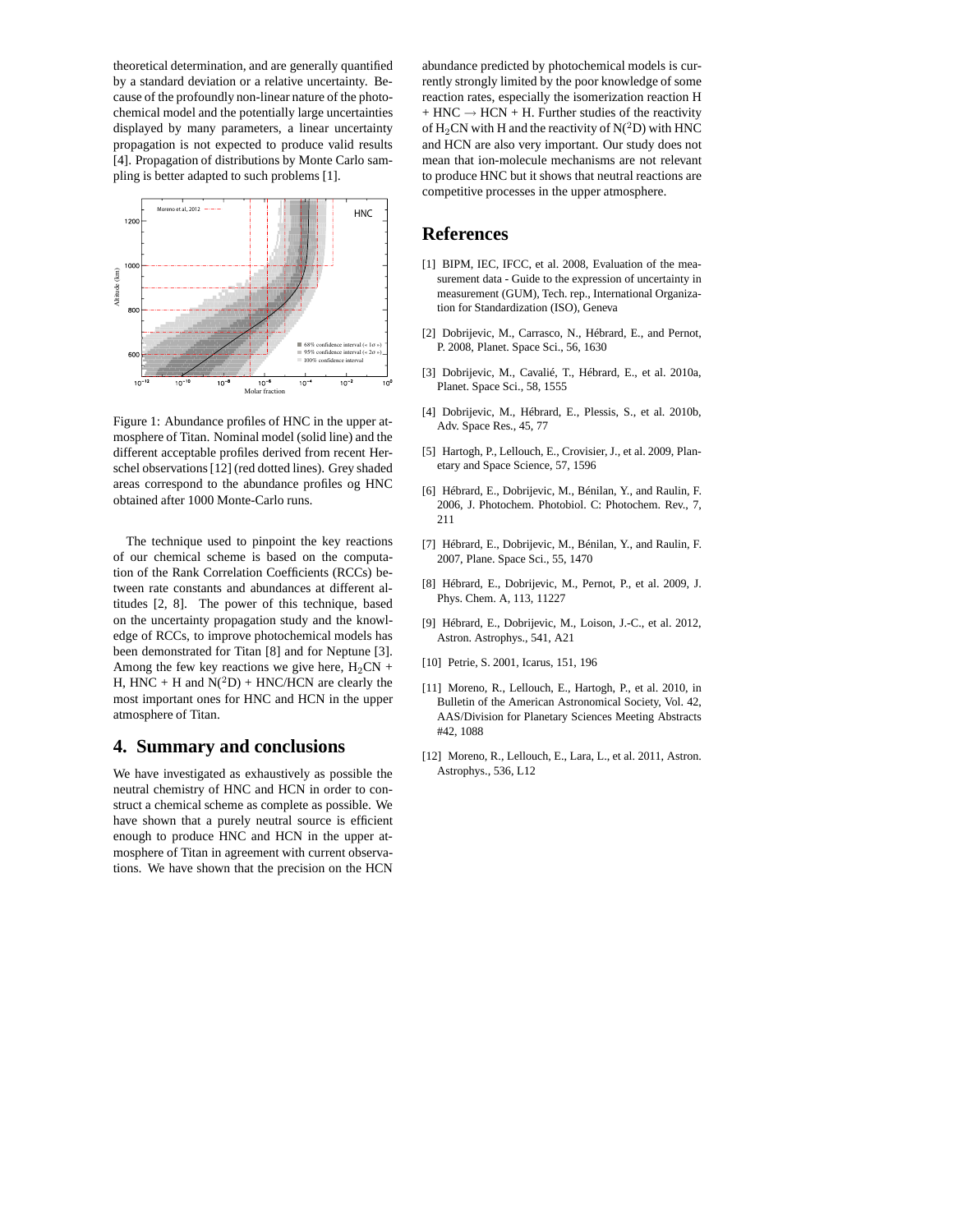theoretical determination, and are generally quantified by a standard deviation or a relative uncertainty. Because of the profoundly non-linear nature of the photochemical model and the potentially large uncertainties displayed by many parameters, a linear uncertainty propagation is not expected to produce valid results [4]. Propagation of distributions by Monte Carlo sampling is better adapted to such problems [1].

Moreno et al, 2012

HNC

1200

1000

800

600

Altitude (km)

$10^{-12}$ $10^{-10}$ $10^{-8}$ $10^{-6}$ $10^{-4}$ $10^{-2}$ $10^{0}$

Molar fraction

68% confidence interval (« 1σ »)

95% confidence interval (« 2σ »)

100% confidence interval

Figure 1: Abundance profiles of HNC in the upper atmosphere of Titan. Nominal model (solid line) and the different acceptable profiles derived from recent Herschel observations [12] (red dotted lines). Grey shaded areas correspond to the abundance profiles og HNC obtained after 1000 Monte-Carlo runs.

The technique used to pinpoint the key reactions of our chemical scheme is based on the computation of the Rank Correlation Coefficients (RCCs) between rate constants and abundances at different altitudes [2, 8]. The power of this technique, based on the uncertainty propagation study and the knowledge of RCCs, to improve photochemical models has been demonstrated for Titan [8] and for Neptune [3]. Among the few key reactions we give here, $H_2CN$ + H, HNC + H and $N(^2D)$ + HNC/HCN are clearly the most important ones for HNC and HCN in the upper atmosphere of Titan.

## 4. Summary and conclusions

We have investigated as exhaustively as possible the neutral chemistry of HNC and HCN in order to construct a chemical scheme as complete as possible. We have shown that a purely neutral source is efficient enough to produce HNC and HCN in the upper atmosphere of Titan in agreement with current observations. We have shown that the precision on the HCN abundance predicted by photochemical models is currently strongly limited by the poor knowledge of some reaction rates, especially the isomerization reaction H + HNC $\rightarrow$ HCN + H. Further studies of the reactivity of $H_2CN$ with H and the reactivity of $N(^2D)$ with HNC and HCN are also very important. Our study does not mean that ion-molecule mechanisms are not relevant to produce HNC but it shows that neutral reactions are competitive processes in the upper atmosphere.

## References

[1] BIPM, IEC, IFCC, et al. 2008, Evaluation of the measurement data - Guide to the expression of uncertainty in measurement (GUM), Tech. rep., International Organization for Standardization (ISO), Geneva

[2] Dobrijevic, M., Carrasco, N., Hébrard, E., and Pernot, P. 2008, Planet. Space Sci., 56, 1630

[3] Dobrijevic, M., Cavalié, T., Hébrard, E., et al. 2010a, Planet. Space Sci., 58, 1555

[4] Dobrijevic, M., Hébrard, E., Plessis, S., et al. 2010b, Adv. Space Res., 45, 77

[5] Hartogh, P., Lellouch, E., Crovisier, J., et al. 2009, Planetary and Space Science, 57, 1596

[6] Hébrard, E., Dobrijevic, M., Bénilan, Y., and Raulin, F. 2006, J. Photochem. Photobiol. C: Photochem. Rev., 7, 211

[7] Hébrard, E., Dobrijevic, M., Bénilan, Y., and Raulin, F. 2007, Plane. Space Sci., 55, 1470

[8] Hébrard, E., Dobrijevic, M., Pernot, P., et al. 2009, J. Phys. Chem. A, 113, 11227

[9] Hébrard, E., Dobrijevic, M., Loison, J.-C., et al. 2012, Astron. Astrophys., 541, A21

[10] Petrie, S. 2001, Icarus, 151, 196

[11] Moreno, R., Lellouch, E., Hartogh, P., et al. 2010, in Bulletin of the American Astronomical Society, Vol. 42, AAS/Division for Planetary Sciences Meeting Abstracts #42, 1088

[12] Moreno, R., Lellouch, E., Lara, L., et al. 2011, Astron. Astrophys., 536, L12